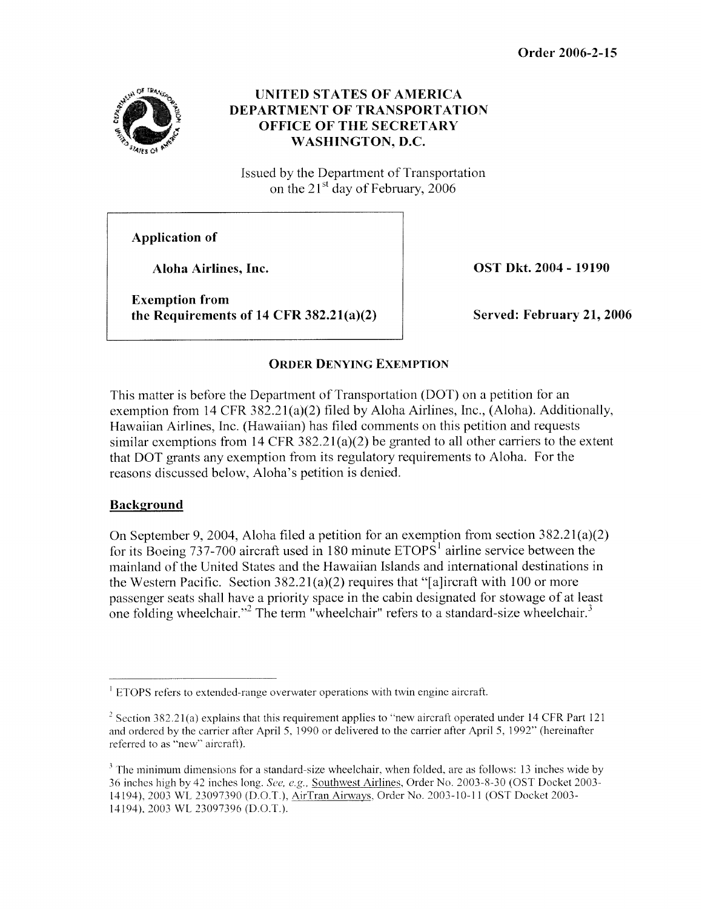Order 2006-2-15

# UNITED STATES OF AMERICA
# DEPARTMENT OF TRANSPORTATION
# OFFICE OF THE SECRETARY
# WASHINGTON, D.C.

Issued by the Department of Transportation
on the 21st day of February, 2006

| | |
|---|---|
| **Application of**<br><br>**Aloha Airlines, Inc.**<br><br>**Exemption from the Requirements of 14 CFR 382.21(a)(2)** | **OST Dkt. 2004 - 19190**<br><br>**Served: February 21, 2006** |

## ORDER DENYING EXEMPTION

This matter is before the Department of Transportation (DOT) on a petition for an exemption from 14 CFR 382.21(a)(2) filed by Aloha Airlines, Inc., (Aloha). Additionally, Hawaiian Airlines, Inc. (Hawaiian) has filed comments on this petition and requests similar exemptions from 14 CFR 382.21(a)(2) be granted to all other carriers to the extent that DOT grants any exemption from its regulatory requirements to Aloha. For the reasons discussed below, Aloha's petition is denied.

### Background

On September 9, 2004, Aloha filed a petition for an exemption from section 382.21(a)(2) for its Boeing 737-700 aircraft used in 180 minute ETOPS[1] airline service between the mainland of the United States and the Hawaiian Islands and international destinations in the Western Pacific. Section 382.21(a)(2) requires that "[a]ircraft with 100 or more passenger seats shall have a priority space in the cabin designated for stowage of at least one folding wheelchair."[2] The term "wheelchair" refers to a standard-size wheelchair.[3]

---

[1] ETOPS refers to extended-range overwater operations with twin engine aircraft.

[2] Section 382.21(a) explains that this requirement applies to "new aircraft operated under 14 CFR Part 121 and ordered by the carrier after April 5, 1990 or delivered to the carrier after April 5, 1992" (hereinafter referred to as "new" aircraft).

[3] The minimum dimensions for a standard-size wheelchair, when folded, are as follows: 13 inches wide by 36 inches high by 42 inches long. *See, e.g.,* Southwest Airlines, Order No. 2003-8-30 (OST Docket 2003-14194), 2003 WL 23097390 (D.O.T.), AirTran Airways, Order No. 2003-10-11 (OST Docket 2003-14194), 2003 WL 23097396 (D.O.T.).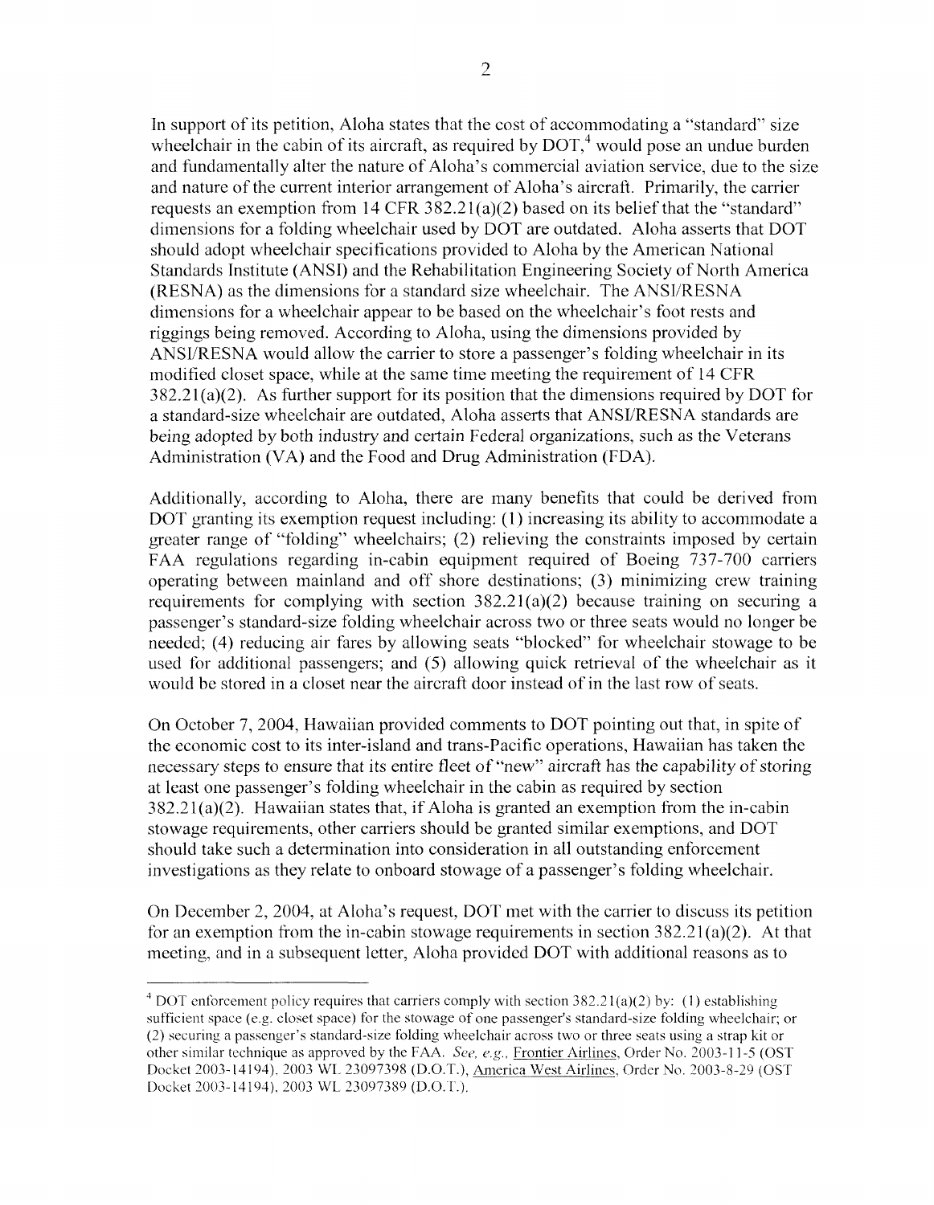In support of its petition, Aloha states that the cost of accommodating a "standard" size wheelchair in the cabin of its aircraft, as required by DOT,[4] would pose an undue burden and fundamentally alter the nature of Aloha's commercial aviation service, due to the size and nature of the current interior arrangement of Aloha's aircraft. Primarily, the carrier requests an exemption from 14 CFR 382.21(a)(2) based on its belief that the "standard" dimensions for a folding wheelchair used by DOT are outdated. Aloha asserts that DOT should adopt wheelchair specifications provided to Aloha by the American National Standards Institute (ANSI) and the Rehabilitation Engineering Society of North America (RESNA) as the dimensions for a standard size wheelchair. The ANSI/RESNA dimensions for a wheelchair appear to be based on the wheelchair's foot rests and riggings being removed. According to Aloha, using the dimensions provided by ANSI/RESNA would allow the carrier to store a passenger's folding wheelchair in its modified closet space, while at the same time meeting the requirement of 14 CFR 382.21(a)(2). As further support for its position that the dimensions required by DOT for a standard-size wheelchair are outdated, Aloha asserts that ANSI/RESNA standards are being adopted by both industry and certain Federal organizations, such as the Veterans Administration (VA) and the Food and Drug Administration (FDA).

Additionally, according to Aloha, there are many benefits that could be derived from DOT granting its exemption request including: (1) increasing its ability to accommodate a greater range of "folding" wheelchairs; (2) relieving the constraints imposed by certain FAA regulations regarding in-cabin equipment required of Boeing 737-700 carriers operating between mainland and off shore destinations; (3) minimizing crew training requirements for complying with section 382.21(a)(2) because training on securing a passenger's standard-size folding wheelchair across two or three seats would no longer be needed; (4) reducing air fares by allowing seats "blocked" for wheelchair stowage to be used for additional passengers; and (5) allowing quick retrieval of the wheelchair as it would be stored in a closet near the aircraft door instead of in the last row of seats.

On October 7, 2004, Hawaiian provided comments to DOT pointing out that, in spite of the economic cost to its inter-island and trans-Pacific operations, Hawaiian has taken the necessary steps to ensure that its entire fleet of "new" aircraft has the capability of storing at least one passenger's folding wheelchair in the cabin as required by section 382.21(a)(2). Hawaiian states that, if Aloha is granted an exemption from the in-cabin stowage requirements, other carriers should be granted similar exemptions, and DOT should take such a determination into consideration in all outstanding enforcement investigations as they relate to onboard stowage of a passenger's folding wheelchair.

On December 2, 2004, at Aloha's request, DOT met with the carrier to discuss its petition for an exemption from the in-cabin stowage requirements in section 382.21(a)(2). At that meeting, and in a subsequent letter, Aloha provided DOT with additional reasons as to

---

[4] DOT enforcement policy requires that carriers comply with section 382.21(a)(2) by: (1) establishing sufficient space (e.g. closet space) for the stowage of one passenger's standard-size folding wheelchair; or (2) securing a passenger's standard-size folding wheelchair across two or three seats using a strap kit or other similar technique as approved by the FAA. *See, e.g.*, Frontier Airlines, Order No. 2003-11-5 (OST Docket 2003-14194), 2003 WL 23097398 (D.O.T.), America West Airlines, Order No. 2003-8-29 (OST Docket 2003-14194), 2003 WL 23097389 (D.O.T.).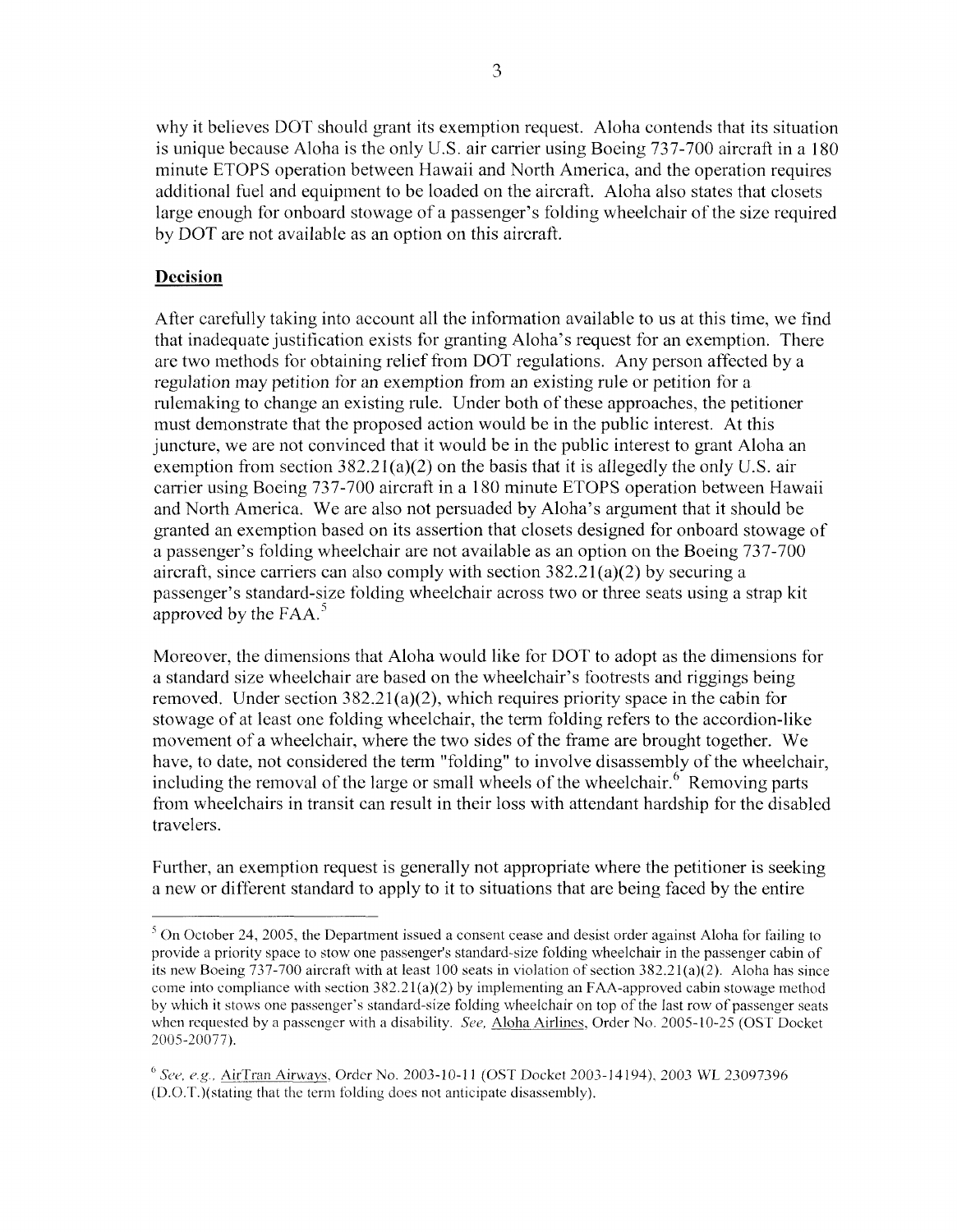why it believes DOT should grant its exemption request. Aloha contends that its situation is unique because Aloha is the only U.S. air carrier using Boeing 737-700 aircraft in a 180 minute ETOPS operation between Hawaii and North America, and the operation requires additional fuel and equipment to be loaded on the aircraft. Aloha also states that closets large enough for onboard stowage of a passenger's folding wheelchair of the size required by DOT are not available as an option on this aircraft.

## Decision

After carefully taking into account all the information available to us at this time, we find that inadequate justification exists for granting Aloha's request for an exemption. There are two methods for obtaining relief from DOT regulations. Any person affected by a regulation may petition for an exemption from an existing rule or petition for a rulemaking to change an existing rule. Under both of these approaches, the petitioner must demonstrate that the proposed action would be in the public interest. At this juncture, we are not convinced that it would be in the public interest to grant Aloha an exemption from section 382.21(a)(2) on the basis that it is allegedly the only U.S. air carrier using Boeing 737-700 aircraft in a 180 minute ETOPS operation between Hawaii and North America. We are also not persuaded by Aloha's argument that it should be granted an exemption based on its assertion that closets designed for onboard stowage of a passenger's folding wheelchair are not available as an option on the Boeing 737-700 aircraft, since carriers can also comply with section 382.21(a)(2) by securing a passenger's standard-size folding wheelchair across two or three seats using a strap kit approved by the FAA.[5]

Moreover, the dimensions that Aloha would like for DOT to adopt as the dimensions for a standard size wheelchair are based on the wheelchair's footrests and riggings being removed. Under section 382.21(a)(2), which requires priority space in the cabin for stowage of at least one folding wheelchair, the term folding refers to the accordion-like movement of a wheelchair, where the two sides of the frame are brought together. We have, to date, not considered the term "folding" to involve disassembly of the wheelchair, including the removal of the large or small wheels of the wheelchair.[6] Removing parts from wheelchairs in transit can result in their loss with attendant hardship for the disabled travelers.

Further, an exemption request is generally not appropriate where the petitioner is seeking a new or different standard to apply to it to situations that are being faced by the entire

---

[5] On October 24, 2005, the Department issued a consent cease and desist order against Aloha for failing to provide a priority space to stow one passenger's standard-size folding wheelchair in the passenger cabin of its new Boeing 737-700 aircraft with at least 100 seats in violation of section 382.21(a)(2). Aloha has since come into compliance with section 382.21(a)(2) by implementing an FAA-approved cabin stowage method by which it stows one passenger's standard-size folding wheelchair on top of the last row of passenger seats when requested by a passenger with a disability. *See*, Aloha Airlines, Order No. 2005-10-25 (OST Docket 2005-20077).

[6] *See, e.g.*, AirTran Airways, Order No. 2003-10-11 (OST Docket 2003-14194), 2003 WL 23097396 (D.O.T.)(stating that the term folding does not anticipate disassembly).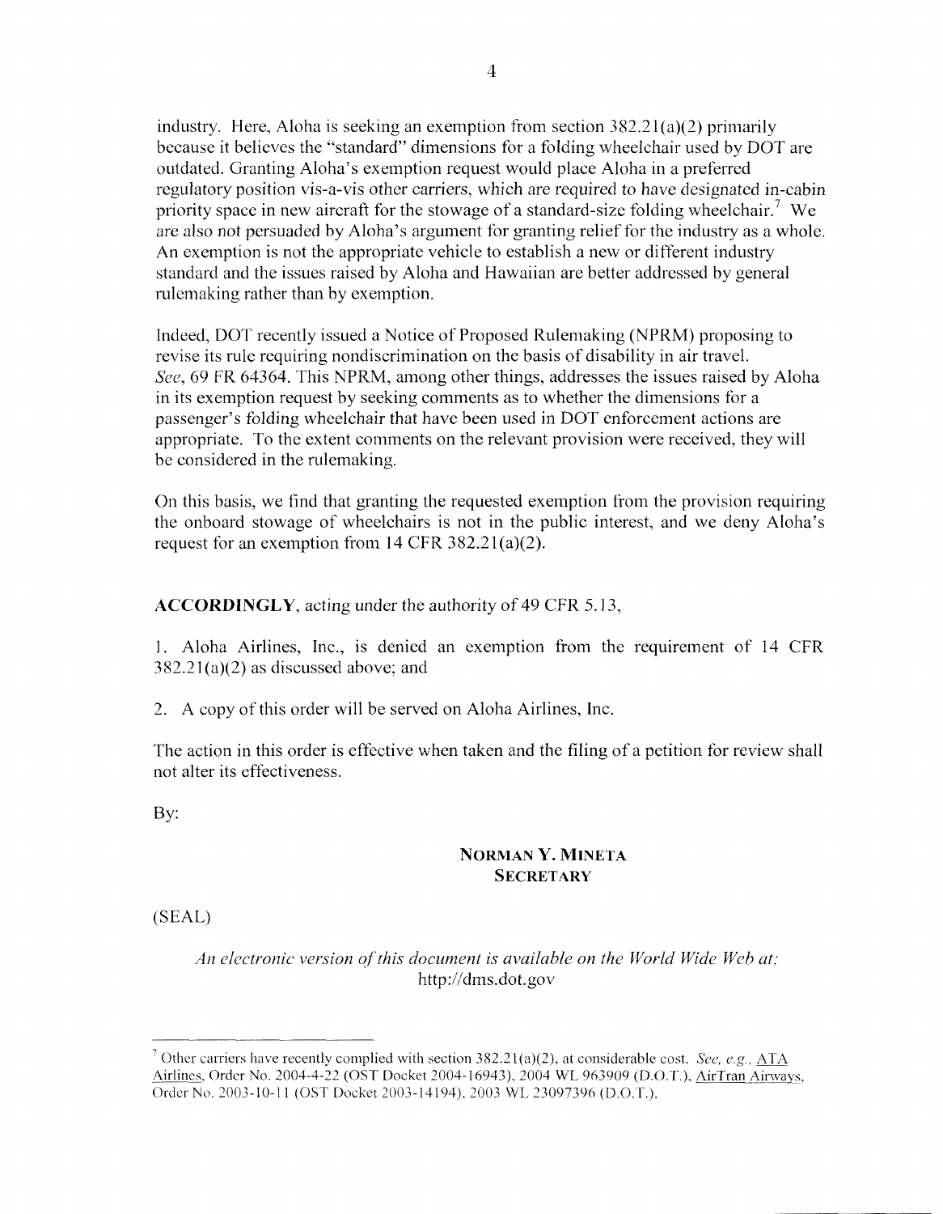industry. Here, Aloha is seeking an exemption from section 382.21(a)(2) primarily because it believes the "standard" dimensions for a folding wheelchair used by DOT are outdated. Granting Aloha's exemption request would place Aloha in a preferred regulatory position vis-a-vis other carriers, which are required to have designated in-cabin priority space in new aircraft for the stowage of a standard-size folding wheelchair.[7] We are also not persuaded by Aloha's argument for granting relief for the industry as a whole. An exemption is not the appropriate vehicle to establish a new or different industry standard and the issues raised by Aloha and Hawaiian are better addressed by general rulemaking rather than by exemption.

Indeed, DOT recently issued a Notice of Proposed Rulemaking (NPRM) proposing to revise its rule requiring nondiscrimination on the basis of disability in air travel. *See*, 69 FR 64364. This NPRM, among other things, addresses the issues raised by Aloha in its exemption request by seeking comments as to whether the dimensions for a passenger's folding wheelchair that have been used in DOT enforcement actions are appropriate. To the extent comments on the relevant provision were received, they will be considered in the rulemaking.

On this basis, we find that granting the requested exemption from the provision requiring the onboard stowage of wheelchairs is not in the public interest, and we deny Aloha's request for an exemption from 14 CFR 382.21(a)(2).

**ACCORDINGLY**, acting under the authority of 49 CFR 5.13,

1. Aloha Airlines, Inc., is denied an exemption from the requirement of 14 CFR 382.21(a)(2) as discussed above; and

2. A copy of this order will be served on Aloha Airlines, Inc.

The action in this order is effective when taken and the filing of a petition for review shall not alter its effectiveness.

By:

**NORMAN Y. MINETA**
**SECRETARY**

(SEAL)

*An electronic version of this document is available on the World Wide Web at:*
http://dms.dot.gov

---

[7] Other carriers have recently complied with section 382.21(a)(2), at considerable cost. *See, e.g.*, ATA Airlines, Order No. 2004-4-22 (OST Docket 2004-16943), 2004 WL 963909 (D.O.T.), AirTran Airways, Order No. 2003-10-11 (OST Docket 2003-14194), 2003 WL 23097396 (D.O.T.).